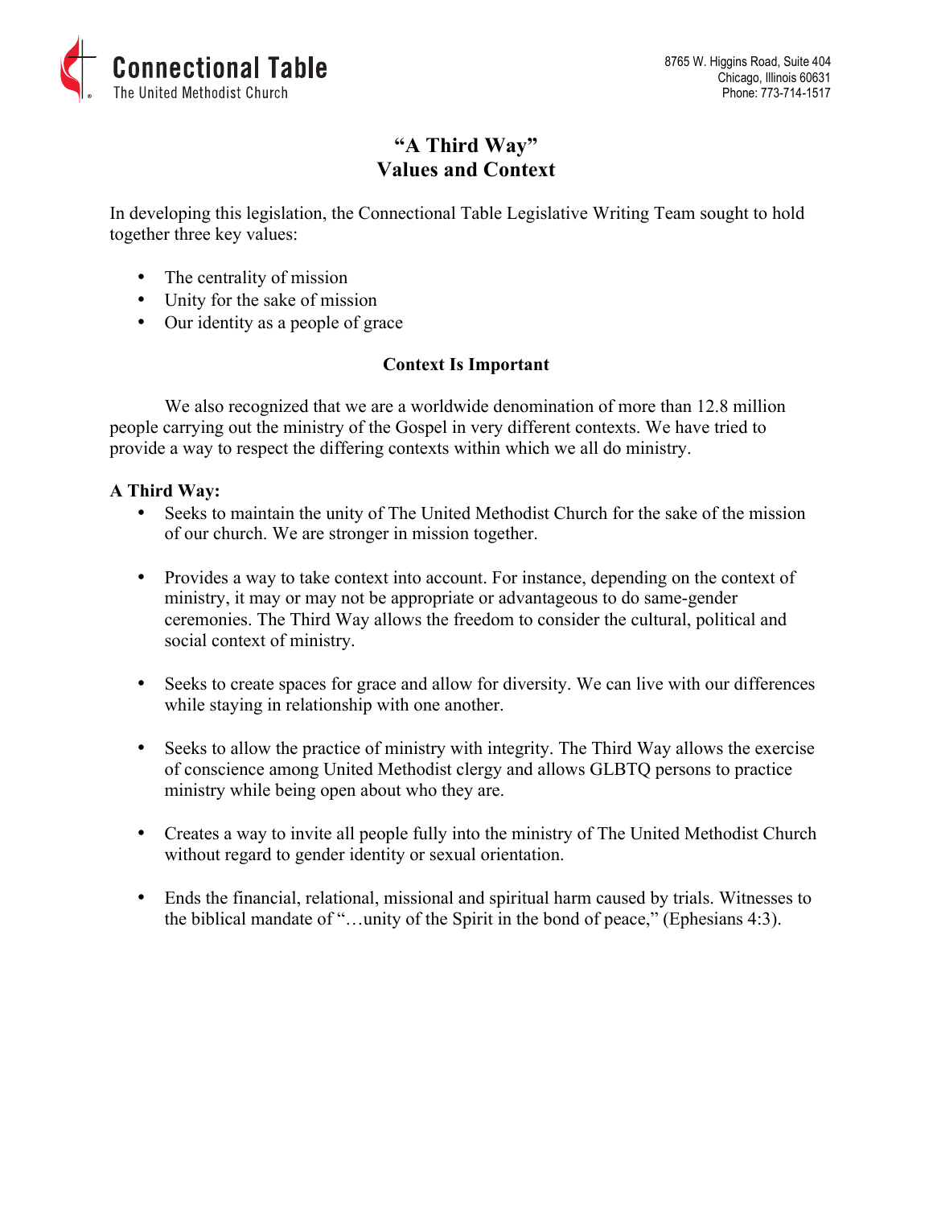Connectional Table
The United Methodist Church

8765 W. Higgins Road, Suite 404
Chicago, Illinois 60631
Phone: 773-714-1517

# "A Third Way"
# Values and Context

In developing this legislation, the Connectional Table Legislative Writing Team sought to hold together three key values:

- The centrality of mission
- Unity for the sake of mission
- Our identity as a people of grace

## Context Is Important

We also recognized that we are a worldwide denomination of more than 12.8 million people carrying out the ministry of the Gospel in very different contexts. We have tried to provide a way to respect the differing contexts within which we all do ministry.

**A Third Way:**

- Seeks to maintain the unity of The United Methodist Church for the sake of the mission of our church. We are stronger in mission together.

- Provides a way to take context into account. For instance, depending on the context of ministry, it may or may not be appropriate or advantageous to do same-gender ceremonies. The Third Way allows the freedom to consider the cultural, political and social context of ministry.

- Seeks to create spaces for grace and allow for diversity. We can live with our differences while staying in relationship with one another.

- Seeks to allow the practice of ministry with integrity. The Third Way allows the exercise of conscience among United Methodist clergy and allows GLBTQ persons to practice ministry while being open about who they are.

- Creates a way to invite all people fully into the ministry of The United Methodist Church without regard to gender identity or sexual orientation.

- Ends the financial, relational, missional and spiritual harm caused by trials. Witnesses to the biblical mandate of "…unity of the Spirit in the bond of peace," (Ephesians 4:3).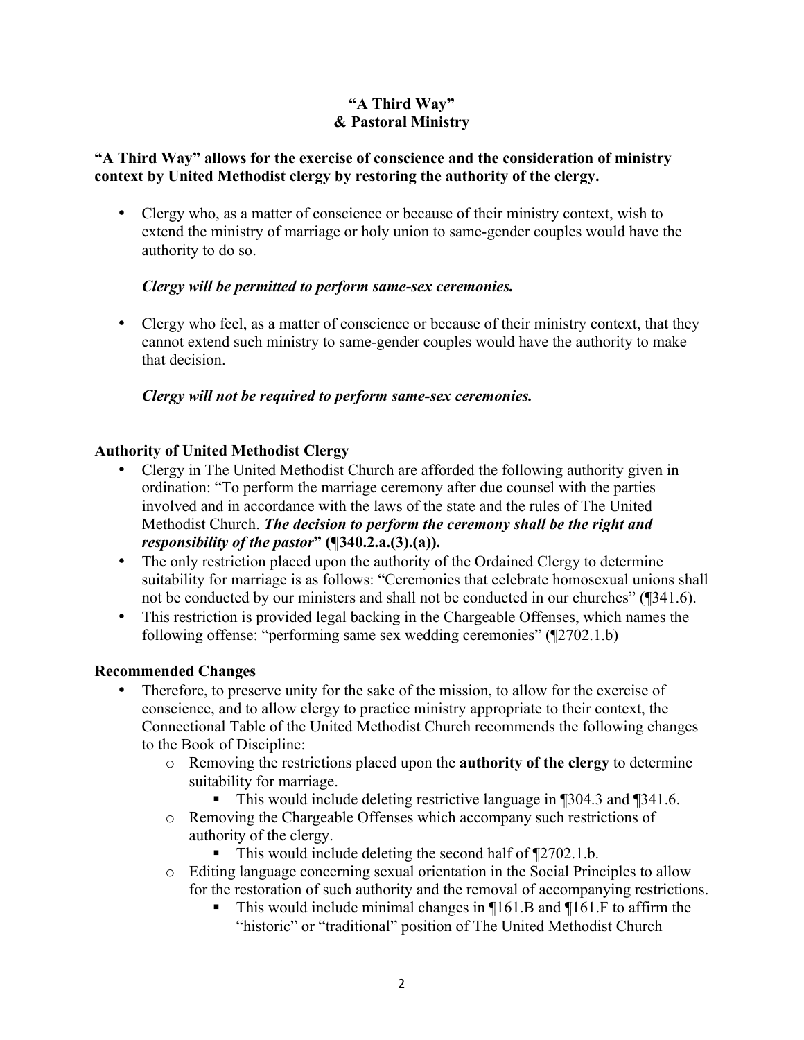## "A Third Way"
## & Pastoral Ministry

**"A Third Way" allows for the exercise of conscience and the consideration of ministry context by United Methodist clergy by restoring the authority of the clergy.**

- Clergy who, as a matter of conscience or because of their ministry context, wish to extend the ministry of marriage or holy union to same-gender couples would have the authority to do so.

  ***Clergy will be permitted to perform same-sex ceremonies.***

- Clergy who feel, as a matter of conscience or because of their ministry context, that they cannot extend such ministry to same-gender couples would have the authority to make that decision.

  ***Clergy will not be required to perform same-sex ceremonies.***

**Authority of United Methodist Clergy**

- Clergy in The United Methodist Church are afforded the following authority given in ordination: "To perform the marriage ceremony after due counsel with the parties involved and in accordance with the laws of the state and the rules of The United Methodist Church. ***The decision to perform the ceremony shall be the right and responsibility of the pastor*" (¶340.2.a.(3).(a)).**
- The <u>only</u> restriction placed upon the authority of the Ordained Clergy to determine suitability for marriage is as follows: "Ceremonies that celebrate homosexual unions shall not be conducted by our ministers and shall not be conducted in our churches" (¶341.6).
- This restriction is provided legal backing in the Chargeable Offenses, which names the following offense: "performing same sex wedding ceremonies" (¶2702.1.b)

**Recommended Changes**

- Therefore, to preserve unity for the sake of the mission, to allow for the exercise of conscience, and to allow clergy to practice ministry appropriate to their context, the Connectional Table of the United Methodist Church recommends the following changes to the Book of Discipline:
  - Removing the restrictions placed upon the **authority of the clergy** to determine suitability for marriage.
    - This would include deleting restrictive language in ¶304.3 and ¶341.6.
  - Removing the Chargeable Offenses which accompany such restrictions of authority of the clergy.
    - This would include deleting the second half of ¶2702.1.b.
  - Editing language concerning sexual orientation in the Social Principles to allow for the restoration of such authority and the removal of accompanying restrictions.
    - This would include minimal changes in ¶161.B and ¶161.F to affirm the "historic" or "traditional" position of The United Methodist Church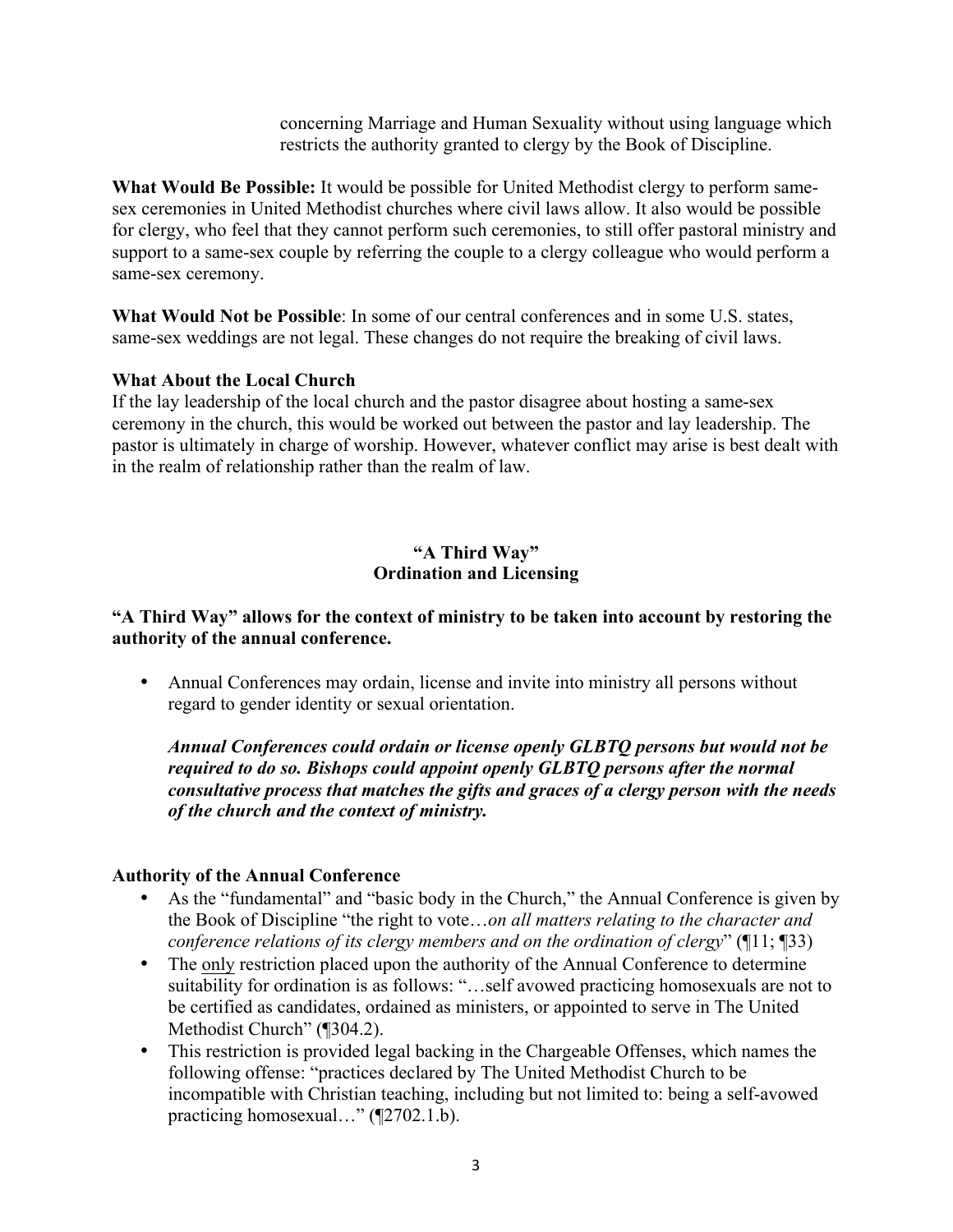concerning Marriage and Human Sexuality without using language which restricts the authority granted to clergy by the Book of Discipline.

**What Would Be Possible:** It would be possible for United Methodist clergy to perform same-sex ceremonies in United Methodist churches where civil laws allow. It also would be possible for clergy, who feel that they cannot perform such ceremonies, to still offer pastoral ministry and support to a same-sex couple by referring the couple to a clergy colleague who would perform a same-sex ceremony.

**What Would Not be Possible**: In some of our central conferences and in some U.S. states, same-sex weddings are not legal. These changes do not require the breaking of civil laws.

**What About the Local Church**

If the lay leadership of the local church and the pastor disagree about hosting a same-sex ceremony in the church, this would be worked out between the pastor and lay leadership. The pastor is ultimately in charge of worship. However, whatever conflict may arise is best dealt with in the realm of relationship rather than the realm of law.

## "A Third Way"
## Ordination and Licensing

**"A Third Way" allows for the context of ministry to be taken into account by restoring the authority of the annual conference.**

- Annual Conferences may ordain, license and invite into ministry all persons without regard to gender identity or sexual orientation.

  ***Annual Conferences could ordain or license openly GLBTQ persons but would not be required to do so. Bishops could appoint openly GLBTQ persons after the normal consultative process that matches the gifts and graces of a clergy person with the needs of the church and the context of ministry.***

**Authority of the Annual Conference**

- As the "fundamental" and "basic body in the Church," the Annual Conference is given by the Book of Discipline "the right to vote…*on all matters relating to the character and conference relations of its clergy members and on the ordination of clergy*" (¶11; ¶33)
- The <u>only</u> restriction placed upon the authority of the Annual Conference to determine suitability for ordination is as follows: "…self avowed practicing homosexuals are not to be certified as candidates, ordained as ministers, or appointed to serve in The United Methodist Church" (¶304.2).
- This restriction is provided legal backing in the Chargeable Offenses, which names the following offense: "practices declared by The United Methodist Church to be incompatible with Christian teaching, including but not limited to: being a self-avowed practicing homosexual…" (¶2702.1.b).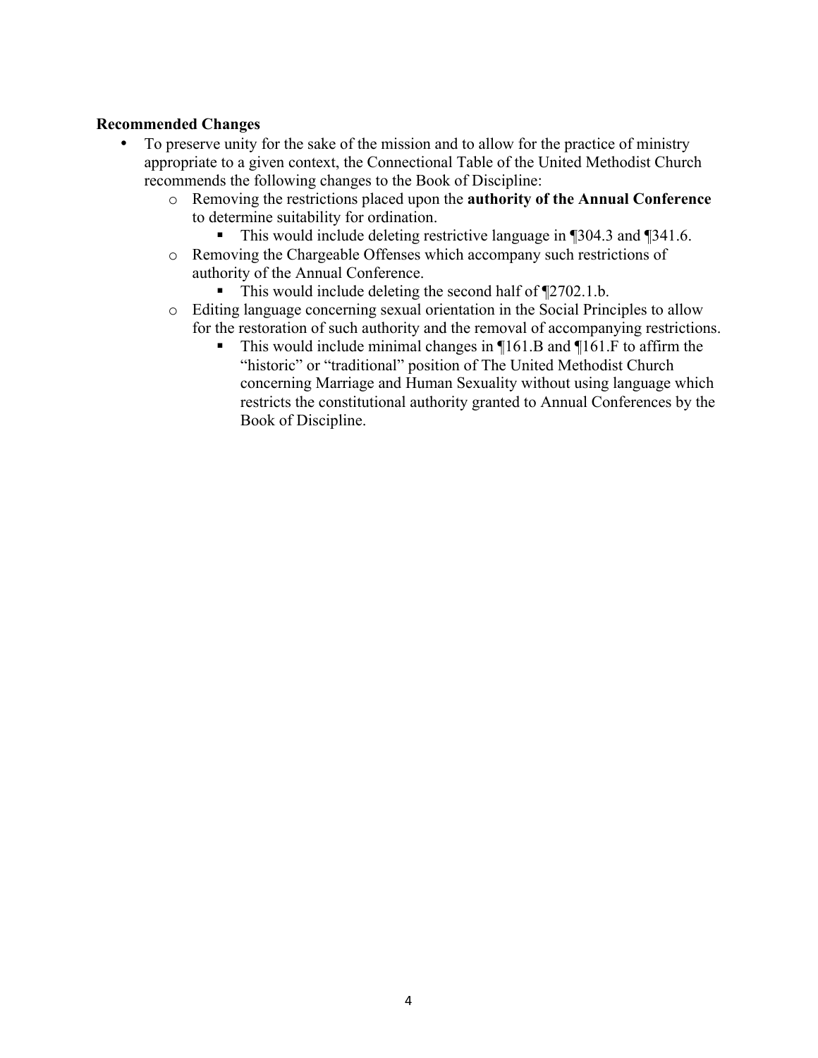**Recommended Changes**

- To preserve unity for the sake of the mission and to allow for the practice of ministry appropriate to a given context, the Connectional Table of the United Methodist Church recommends the following changes to the Book of Discipline:
  - Removing the restrictions placed upon the **authority of the Annual Conference** to determine suitability for ordination.
    - This would include deleting restrictive language in ¶304.3 and ¶341.6.
  - Removing the Chargeable Offenses which accompany such restrictions of authority of the Annual Conference.
    - This would include deleting the second half of ¶2702.1.b.
  - Editing language concerning sexual orientation in the Social Principles to allow for the restoration of such authority and the removal of accompanying restrictions.
    - This would include minimal changes in ¶161.B and ¶161.F to affirm the "historic" or "traditional" position of The United Methodist Church concerning Marriage and Human Sexuality without using language which restricts the constitutional authority granted to Annual Conferences by the Book of Discipline.